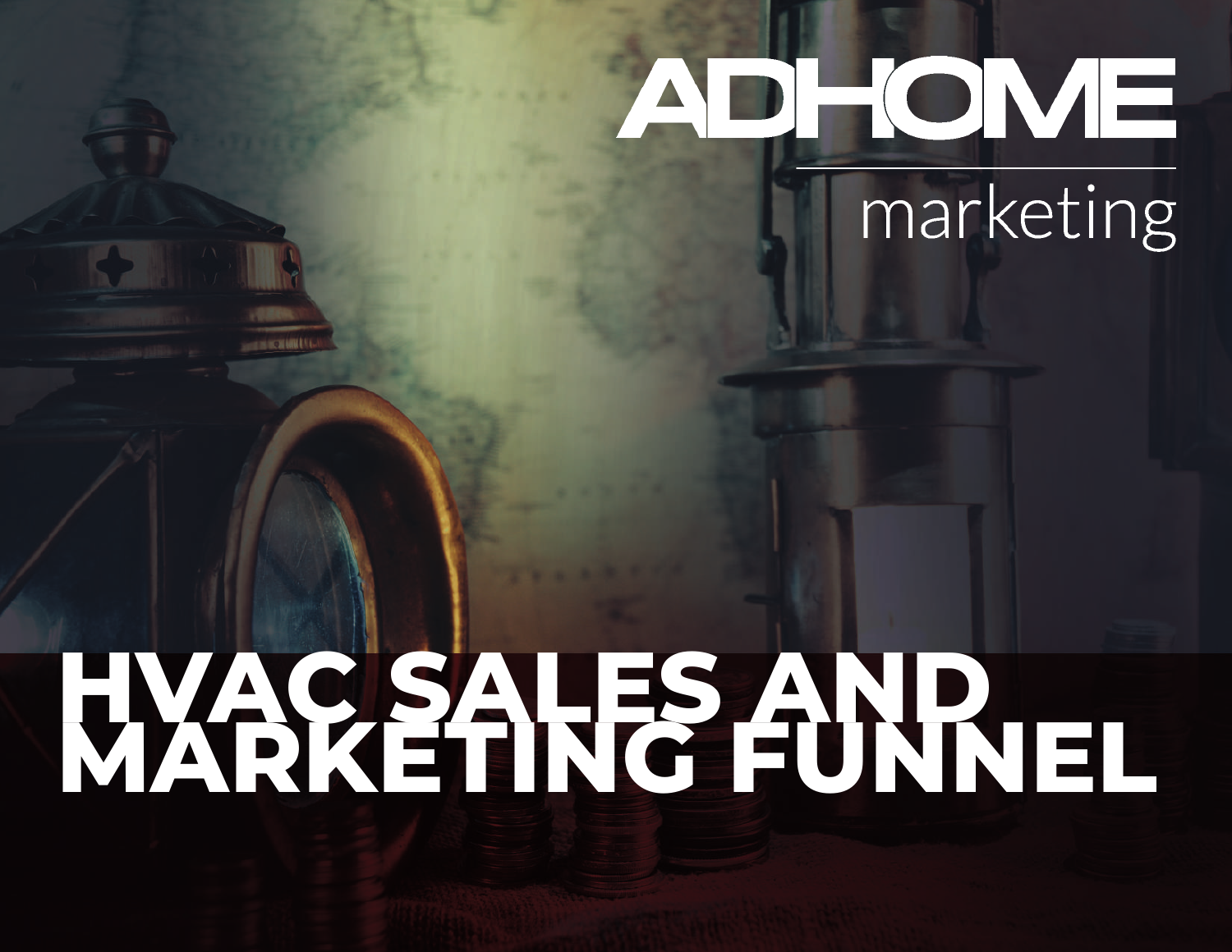ADHOME

marketing

# HVAC SALES AND MARKETING FUNNEL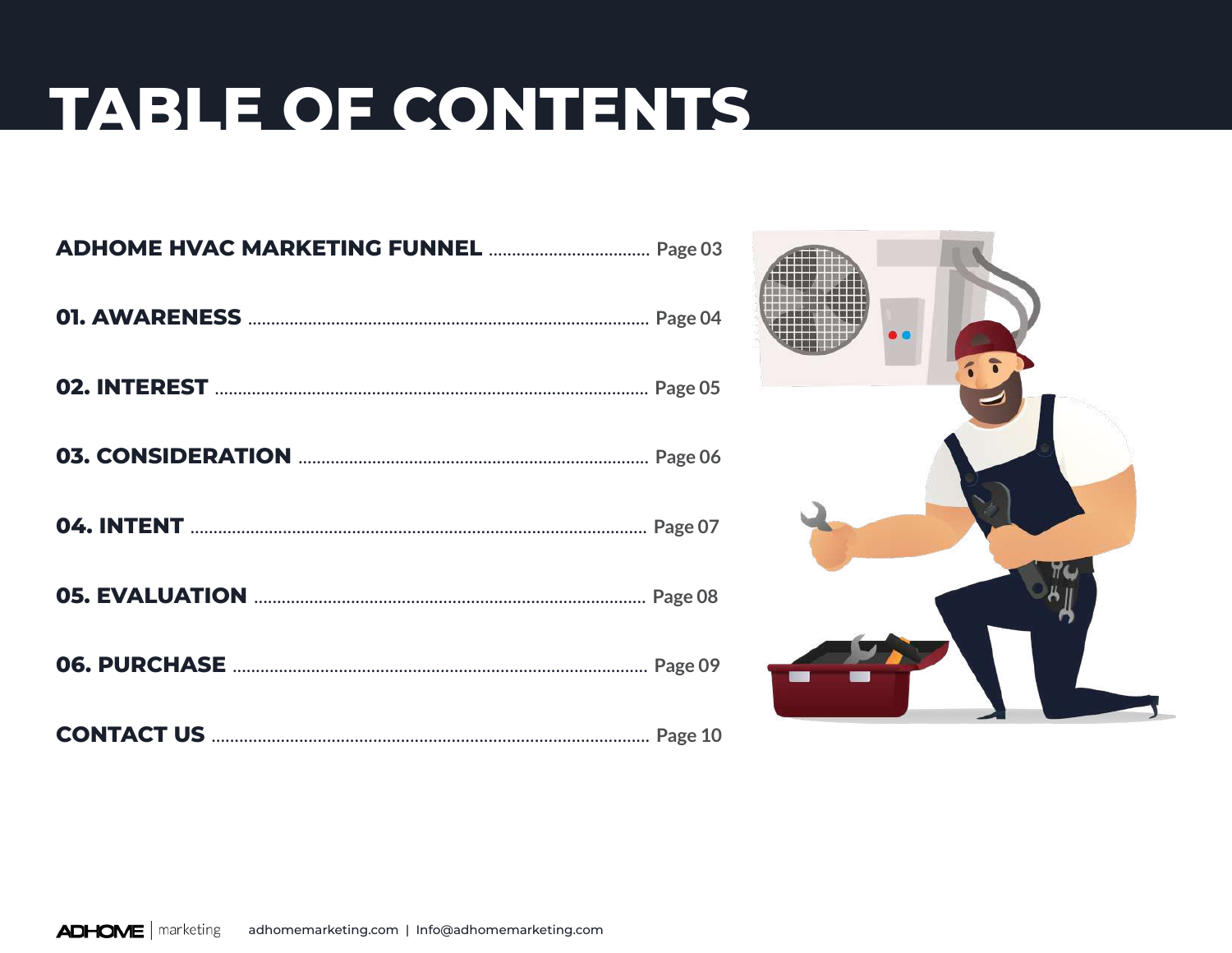# TABLE OF CONTENTS

| | |
|---|---|
| **ADHOME HVAC MARKETING FUNNEL** | Page 03 |
| **01. AWARENESS** | Page 04 |
| **02. INTEREST** | Page 05 |
| **03. CONSIDERATION** | Page 06 |
| **04. INTENT** | Page 07 |
| **05. EVALUATION** | Page 08 |
| **06. PURCHASE** | Page 09 |
| **CONTACT US** | Page 10 |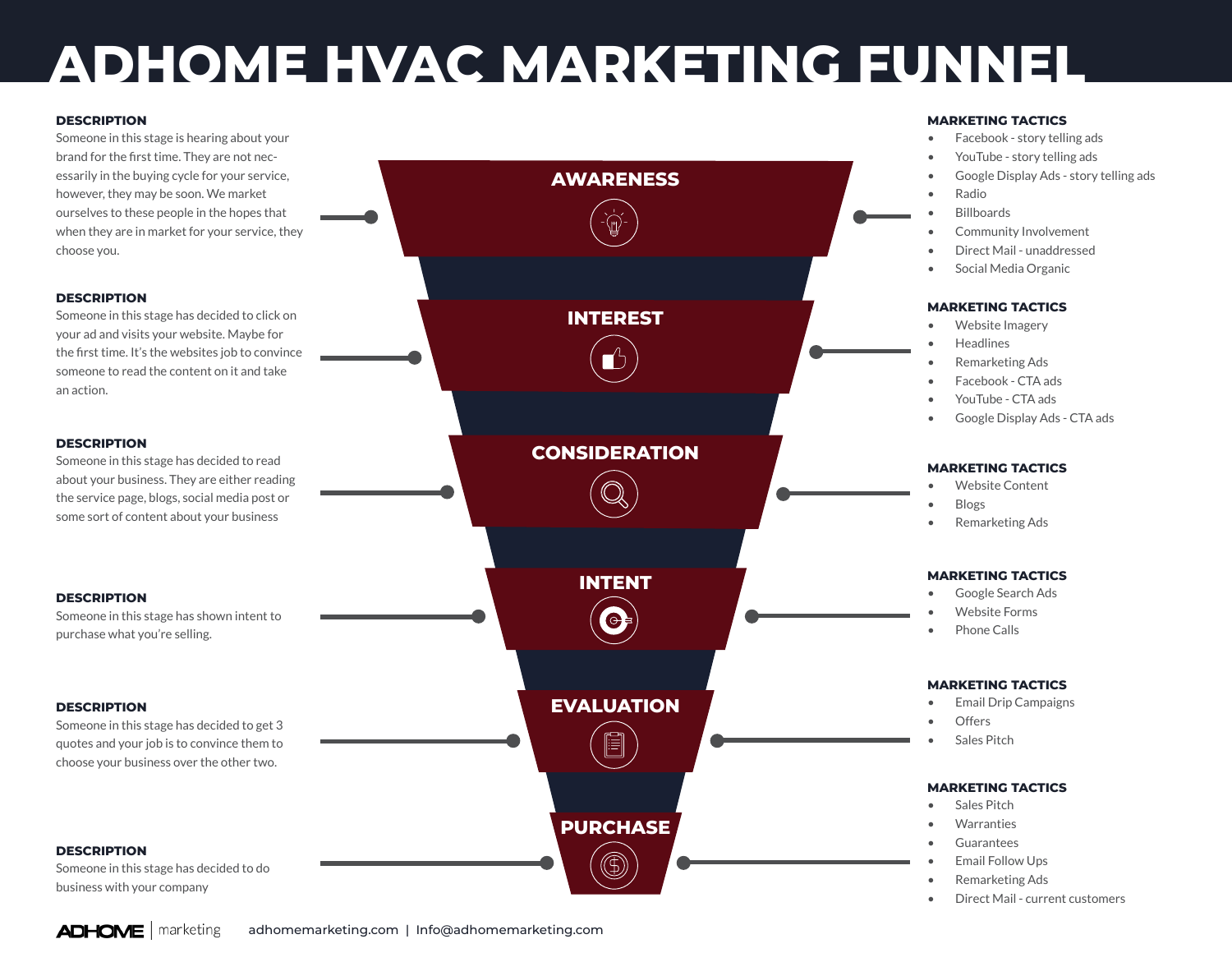# ADHOME HVAC MARKETING FUNNEL

## AWARENESS

**DESCRIPTION**
Someone in this stage is hearing about your brand for the first time. They are not necessarily in the buying cycle for your service, however, they may be soon. We market ourselves to these people in the hopes that when they are in market for your service, they choose you.

**MARKETING TACTICS**
- Facebook - story telling ads
- YouTube - story telling ads
- Google Display Ads - story telling ads
- Radio
- Billboards
- Community Involvement
- Direct Mail - unaddressed
- Social Media Organic

## INTEREST

**DESCRIPTION**
Someone in this stage has decided to click on your ad and visits your website. Maybe for the first time. It's the websites job to convince someone to read the content on it and take an action.

**MARKETING TACTICS**
- Website Imagery
- Headlines
- Remarketing Ads
- Facebook - CTA ads
- YouTube - CTA ads
- Google Display Ads - CTA ads

## CONSIDERATION

**DESCRIPTION**
Someone in this stage has decided to read about your business. They are either reading the service page, blogs, social media post or some sort of content about your business

**MARKETING TACTICS**
- Website Content
- Blogs
- Remarketing Ads

## INTENT

**DESCRIPTION**
Someone in this stage has shown intent to purchase what you're selling.

**MARKETING TACTICS**
- Google Search Ads
- Website Forms
- Phone Calls

## EVALUATION

**DESCRIPTION**
Someone in this stage has decided to get 3 quotes and your job is to convince them to choose your business over the other two.

**MARKETING TACTICS**
- Email Drip Campaigns
- Offers
- Sales Pitch

## PURCHASE

**DESCRIPTION**
Someone in this stage has decided to do business with your company

**MARKETING TACTICS**
- Sales Pitch
- Warranties
- Guarantees
- Email Follow Ups
- Remarketing Ads
- Direct Mail - current customers

ADHOME | marketing    adhomemarketing.com | Info@adhomemarketing.com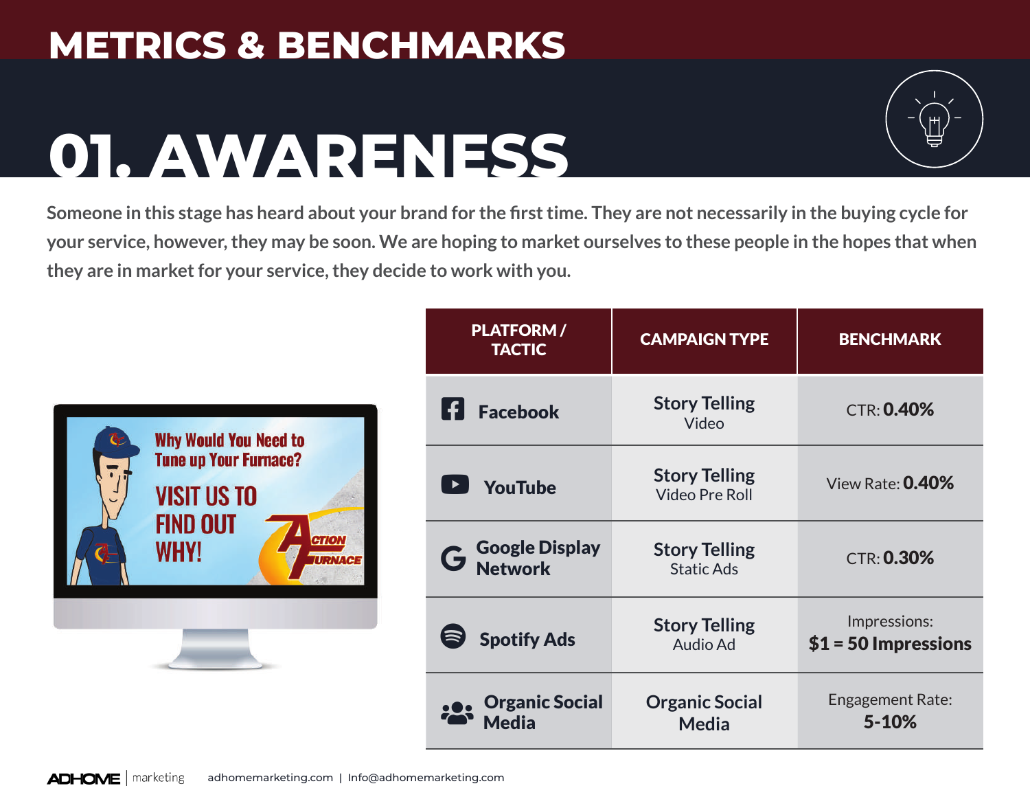# METRICS & BENCHMARKS

## 01. AWARENESS

Someone in this stage has heard about your brand for the first time. They are not necessarily in the buying cycle for your service, however, they may be soon. We are hoping to market ourselves to these people in the hopes that when they are in market for your service, they decide to work with you.

| PLATFORM / TACTIC | CAMPAIGN TYPE | BENCHMARK |
|---|---|---|
| **Facebook** | **Story Telling** Video | CTR: **0.40%** |
| **YouTube** | **Story Telling** Video Pre Roll | View Rate: **0.40%** |
| **Google Display Network** | **Story Telling** Static Ads | CTR: **0.30%** |
| **Spotify Ads** | **Story Telling** Audio Ad | Impressions: **$1 = 50 Impressions** |
| **Organic Social Media** | Organic Social Media | Engagement Rate: **5-10%** |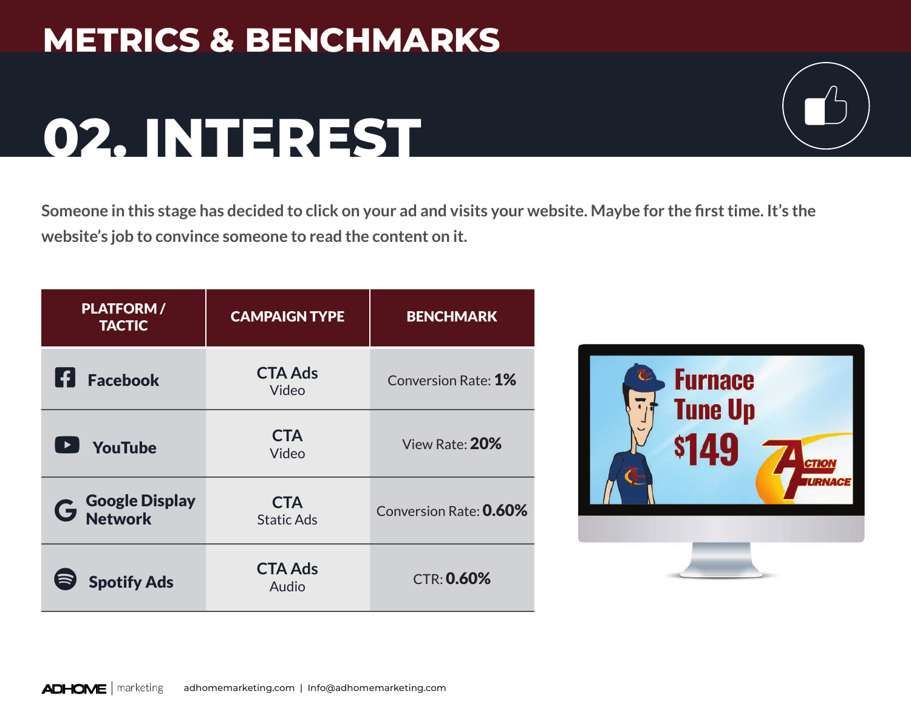# METRICS & BENCHMARKS

## 02. INTEREST

Someone in this stage has decided to click on your ad and visits your website. Maybe for the first time. It's the website's job to convince someone to read the content on it.

| PLATFORM / TACTIC | CAMPAIGN TYPE | BENCHMARK |
|---|---|---|
| Facebook | CTA Ads Video | Conversion Rate: **1%** |
| YouTube | CTA Video | View Rate: **20%** |
| Google Display Network | CTA Static Ads | Conversion Rate: **0.60%** |
| Spotify Ads | CTA Ads Audio | CTR: **0.60%** |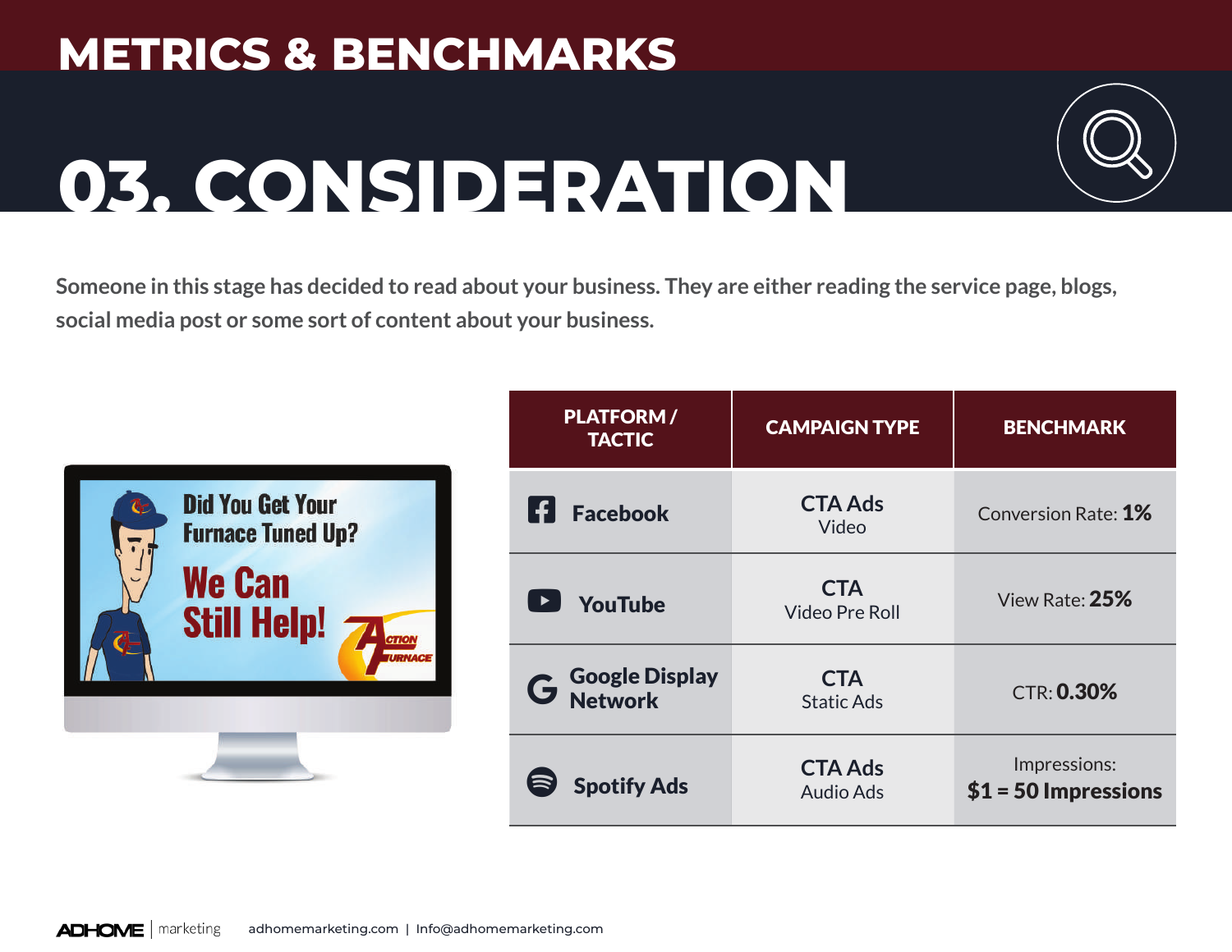# METRICS & BENCHMARKS

# 03. CONSIDERATION

Someone in this stage has decided to read about your business. They are either reading the service page, blogs, social media post or some sort of content about your business.

| PLATFORM / TACTIC | CAMPAIGN TYPE | BENCHMARK |
|---|---|---|
| Facebook | CTA Ads Video | Conversion Rate: **1%** |
| YouTube | CTA Video Pre Roll | View Rate: **25%** |
| Google Display Network | CTA Static Ads | CTR: **0.30%** |
| Spotify Ads | CTA Ads Audio Ads | Impressions: **$1 = 50 Impressions** |

ADHOME | marketing adhomemarketing.com | Info@adhomemarketing.com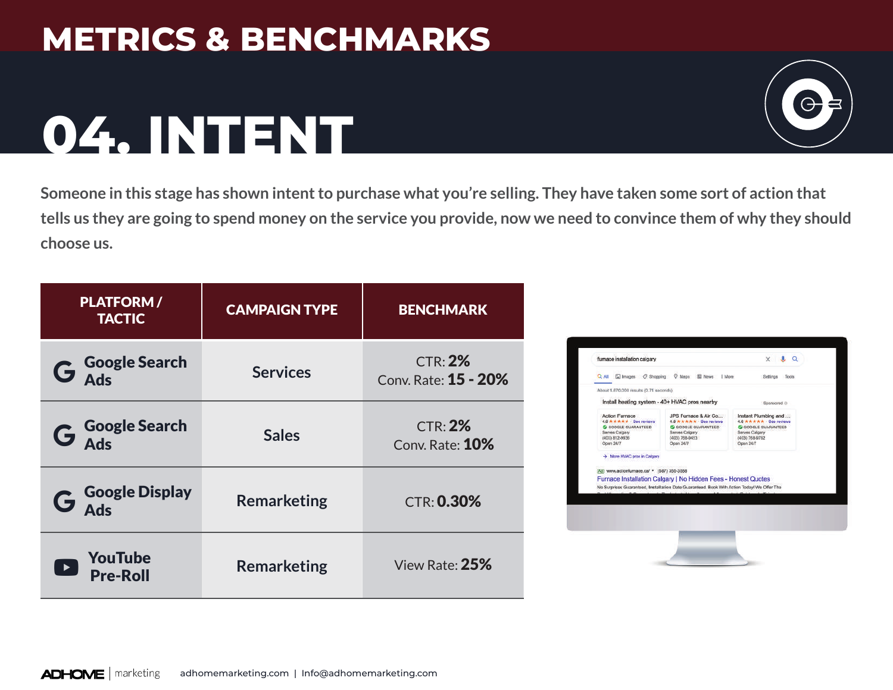# METRICS & BENCHMARKS

## 04. INTENT

Someone in this stage has shown intent to purchase what you're selling. They have taken some sort of action that tells us they are going to spend money on the service you provide, now we need to convince them of why they should choose us.

| PLATFORM / TACTIC | CAMPAIGN TYPE | BENCHMARK |
|---|---|---|
| Google Search Ads | Services | CTR: **2%**<br>Conv. Rate: **15 - 20%** |
| Google Search Ads | Sales | CTR: **2%**<br>Conv. Rate: **10%** |
| Google Display Ads | Remarketing | CTR: **0.30%** |
| YouTube Pre-Roll | Remarketing | View Rate: **25%** |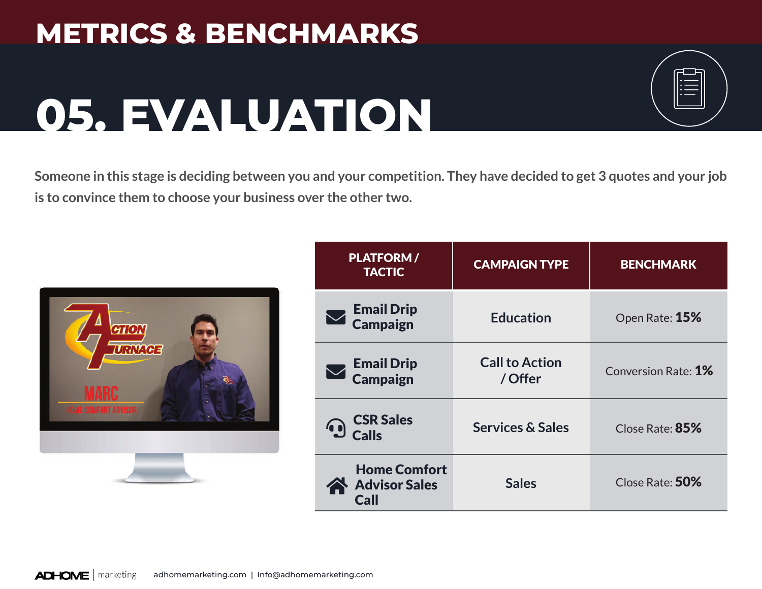# METRICS & BENCHMARKS

# 05. EVALUATION

Someone in this stage is deciding between you and your competition. They have decided to get 3 quotes and your job is to convince them to choose your business over the other two.

| PLATFORM / TACTIC | CAMPAIGN TYPE | BENCHMARK |
|---|---|---|
| **Email Drip Campaign** | Education | Open Rate: **15%** |
| **Email Drip Campaign** | Call to Action / Offer | Conversion Rate: **1%** |
| **CSR Sales Calls** | Services & Sales | Close Rate: **85%** |
| **Home Comfort Advisor Sales Call** | Sales | Close Rate: **50%** |

adhomemarketing.com | Info@adhomemarketing.com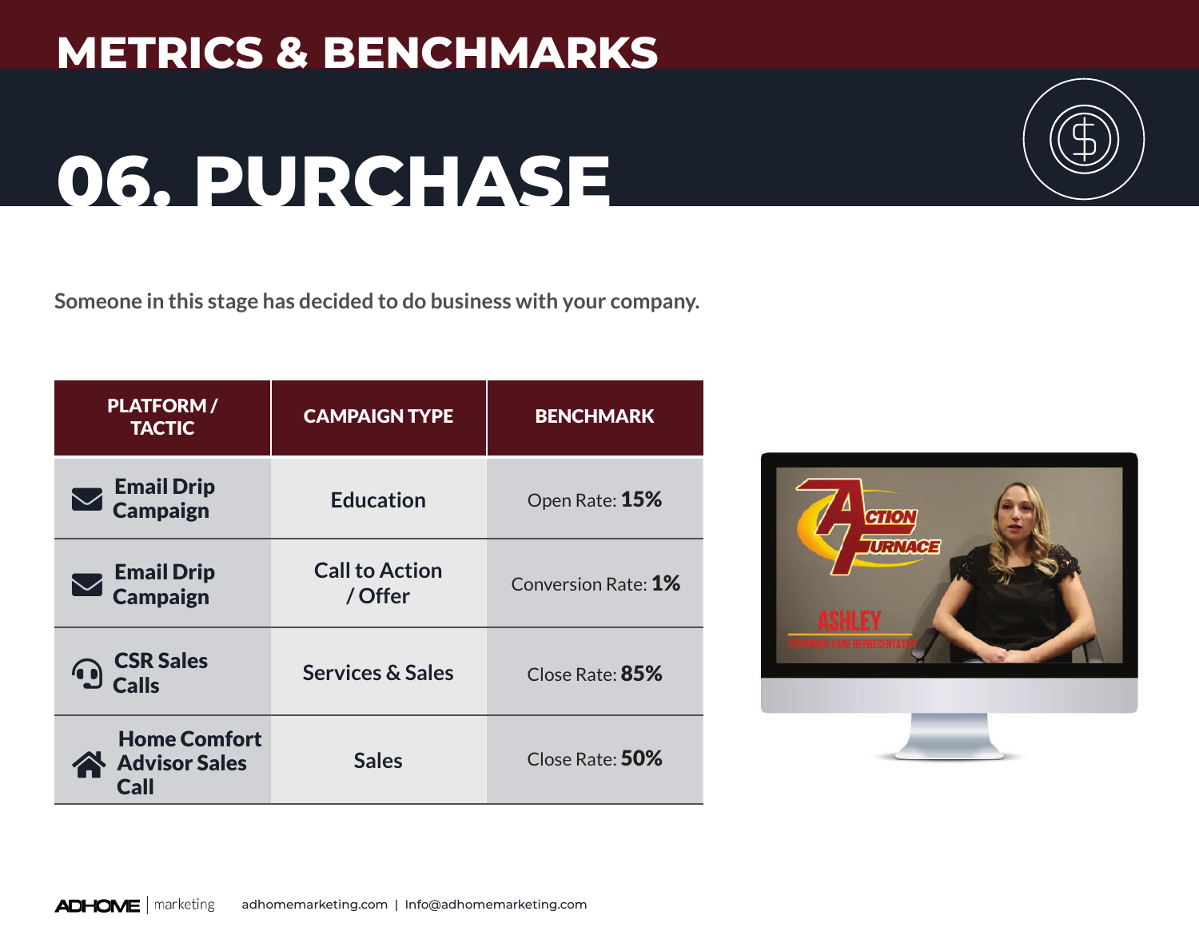# METRICS & BENCHMARKS

# 06. PURCHASE

Someone in this stage has decided to do business with your company.

| PLATFORM / TACTIC | CAMPAIGN TYPE | BENCHMARK |
|---|---|---|
| Email Drip Campaign | Education | Open Rate: **15%** |
| Email Drip Campaign | Call to Action / Offer | Conversion Rate: **1%** |
| CSR Sales Calls | Services & Sales | Close Rate: **85%** |
| Home Comfort Advisor Sales Call | Sales | Close Rate: **50%** |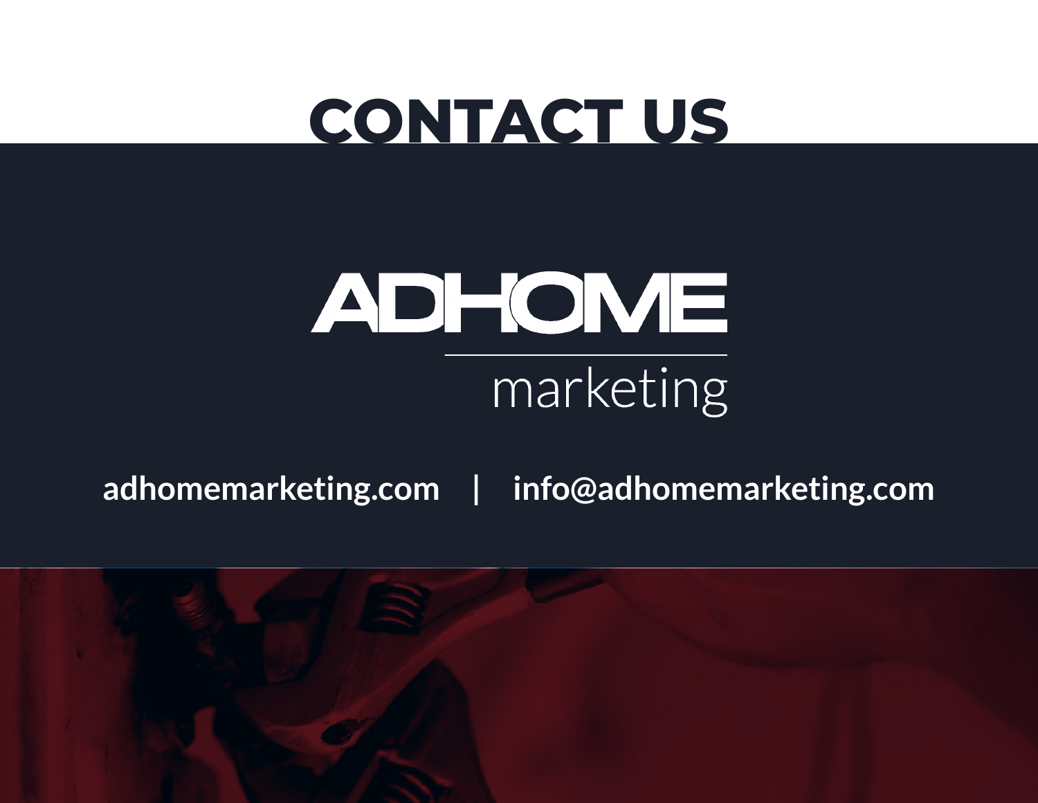# CONTACT US

ADHOME

marketing

**adhomemarketing.com | info@adhomemarketing.com**